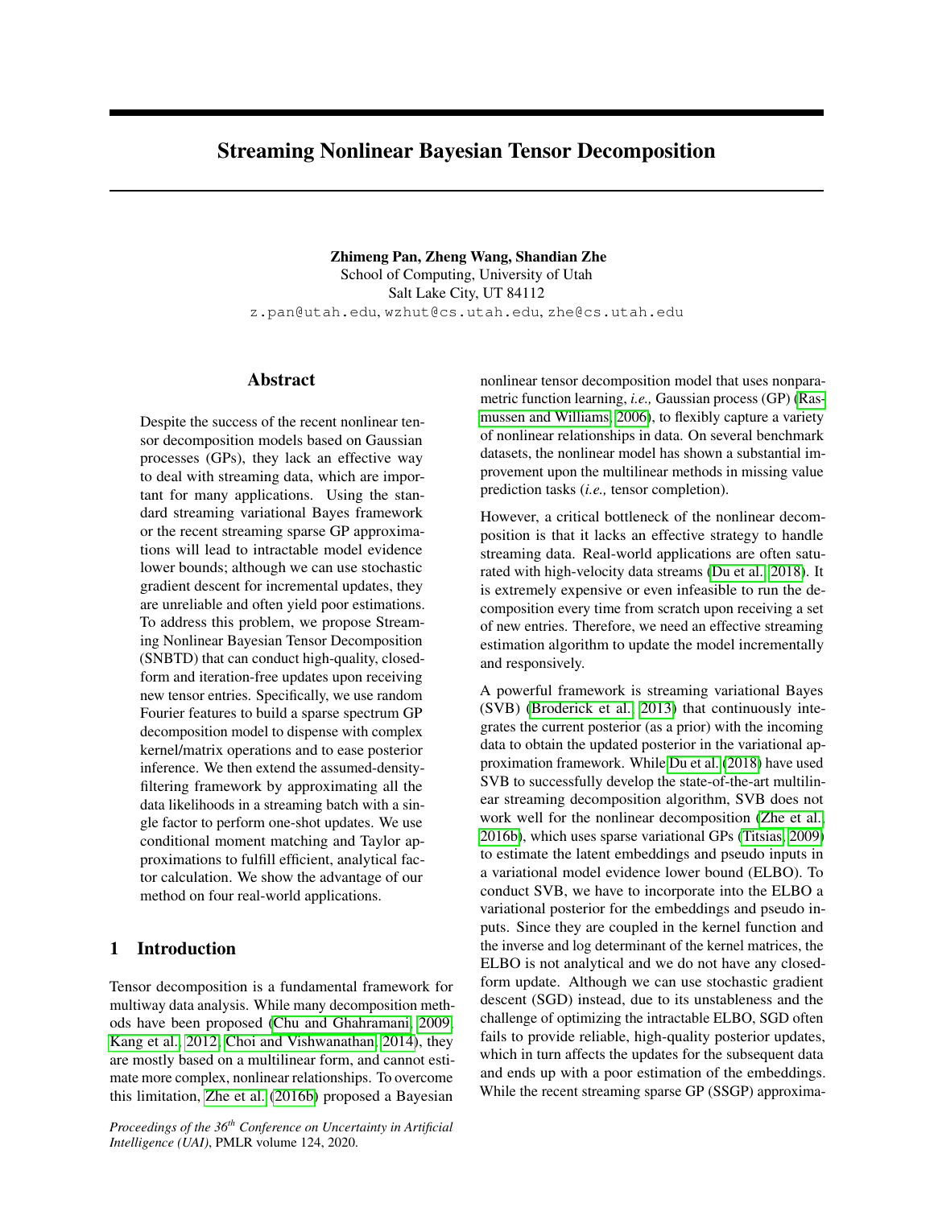# Streaming Nonlinear Bayesian Tensor Decomposition

**Zhimeng Pan, Zheng Wang, Shandian Zhe**
School of Computing, University of Utah
Salt Lake City, UT 84112
z.pan@utah.edu, wzhut@cs.utah.edu, zhe@cs.utah.edu

## Abstract

Despite the success of the recent nonlinear tensor decomposition models based on Gaussian processes (GPs), they lack an effective way to deal with streaming data, which are important for many applications. Using the standard streaming variational Bayes framework or the recent streaming sparse GP approximations will lead to intractable model evidence lower bounds; although we can use stochastic gradient descent for incremental updates, they are unreliable and often yield poor estimations. To address this problem, we propose Streaming Nonlinear Bayesian Tensor Decomposition (SNBTD) that can conduct high-quality, closed-form and iteration-free updates upon receiving new tensor entries. Specifically, we use random Fourier features to build a sparse spectrum GP decomposition model to dispense with complex kernel/matrix operations and to ease posterior inference. We then extend the assumed-density-filtering framework by approximating all the data likelihoods in a streaming batch with a single factor to perform one-shot updates. We use conditional moment matching and Taylor approximations to fulfill efficient, analytical factor calculation. We show the advantage of our method on four real-world applications.

## 1 Introduction

Tensor decomposition is a fundamental framework for multiway data analysis. While many decomposition methods have been proposed (Chu and Ghahramani, 2009; Kang et al., 2012; Choi and Vishwanathan, 2014), they are mostly based on a multilinear form, and cannot estimate more complex, nonlinear relationships. To overcome this limitation, Zhe et al. (2016b) proposed a Bayesian nonlinear tensor decomposition model that uses nonparametric function learning, *i.e.,* Gaussian process (GP) (Rasmussen and Williams, 2006), to flexibly capture a variety of nonlinear relationships in data. On several benchmark datasets, the nonlinear model has shown a substantial improvement upon the multilinear methods in missing value prediction tasks (*i.e.,* tensor completion).

However, a critical bottleneck of the nonlinear decomposition is that it lacks an effective strategy to handle streaming data. Real-world applications are often saturated with high-velocity data streams (Du et al., 2018). It is extremely expensive or even infeasible to run the decomposition every time from scratch upon receiving a set of new entries. Therefore, we need an effective streaming estimation algorithm to update the model incrementally and responsively.

A powerful framework is streaming variational Bayes (SVB) (Broderick et al., 2013) that continuously integrates the current posterior (as a prior) with the incoming data to obtain the updated posterior in the variational approximation framework. While Du et al. (2018) have used SVB to successfully develop the state-of-the-art multilinear streaming decomposition algorithm, SVB does not work well for the nonlinear decomposition (Zhe et al., 2016b), which uses sparse variational GPs (Titsias, 2009) to estimate the latent embeddings and pseudo inputs in a variational model evidence lower bound (ELBO). To conduct SVB, we have to incorporate into the ELBO a variational posterior for the embeddings and pseudo inputs. Since they are coupled in the kernel function and the inverse and log determinant of the kernel matrices, the ELBO is not analytical and we do not have any closed-form update. Although we can use stochastic gradient descent (SGD) instead, due to its unstableness and the challenge of optimizing the intractable ELBO, SGD often fails to provide reliable, high-quality posterior updates, which in turn affects the updates for the subsequent data and ends up with a poor estimation of the embeddings. While the recent streaming sparse GP (SSGP) approxima-

*Proceedings of the 36th Conference on Uncertainty in Artificial Intelligence (UAI)*, PMLR volume 124, 2020.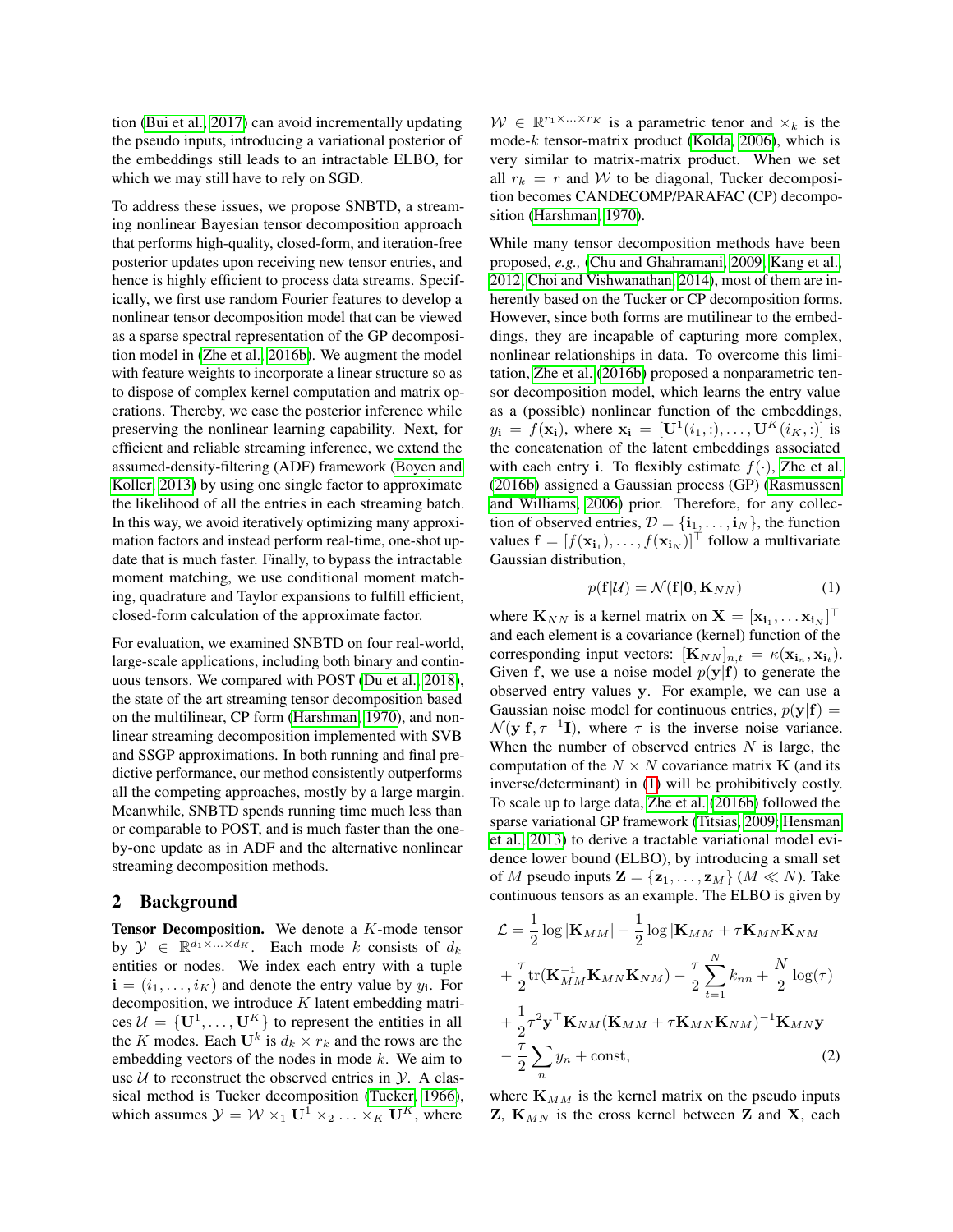tion (Bui et al., 2017) can avoid incrementally updating the pseudo inputs, introducing a variational posterior of the embeddings still leads to an intractable ELBO, for which we may still have to rely on SGD.

To address these issues, we propose SNBTD, a streaming nonlinear Bayesian tensor decomposition approach that performs high-quality, closed-form, and iteration-free posterior updates upon receiving new tensor entries, and hence is highly efficient to process data streams. Specifically, we first use random Fourier features to develop a nonlinear tensor decomposition model that can be viewed as a sparse spectral representation of the GP decomposition model in (Zhe et al., 2016b). We augment the model with feature weights to incorporate a linear structure so as to dispose of complex kernel computation and matrix operations. Thereby, we ease the posterior inference while preserving the nonlinear learning capability. Next, for efficient and reliable streaming inference, we extend the assumed-density-filtering (ADF) framework (Boyen and Koller, 2013) by using one single factor to approximate the likelihood of all the entries in each streaming batch. In this way, we avoid iteratively optimizing many approximation factors and instead perform real-time, one-shot update that is much faster. Finally, to bypass the intractable moment matching, we use conditional moment matching, quadrature and Taylor expansions to fulfill efficient, closed-form calculation of the approximate factor.

For evaluation, we examined SNBTD on four real-world, large-scale applications, including both binary and continuous tensors. We compared with POST (Du et al., 2018), the state of the art streaming tensor decomposition based on the multilinear, CP form (Harshman, 1970), and nonlinear streaming decomposition implemented with SVB and SSGP approximations. In both running and final predictive performance, our method consistently outperforms all the competing approaches, mostly by a large margin. Meanwhile, SNBTD spends running time much less than or comparable to POST, and is much faster than the one-by-one update as in ADF and the alternative nonlinear streaming decomposition methods.

## 2 Background

**Tensor Decomposition.** We denote a $K$-mode tensor by $\mathcal{Y} \in \mathbb{R}^{d_1 \times \ldots \times d_K}$. Each mode $k$ consists of $d_k$ entities or nodes. We index each entry with a tuple $\mathbf{i} = (i_1, \ldots, i_K)$ and denote the entry value by $y_{\mathbf{i}}$. For decomposition, we introduce $K$ latent embedding matrices $\mathcal{U} = \{\mathbf{U}^1, \ldots, \mathbf{U}^K\}$ to represent the entities in all the $K$ modes. Each $\mathbf{U}^k$ is $d_k \times r_k$ and the rows are the embedding vectors of the nodes in mode $k$. We aim to use $\mathcal{U}$ to reconstruct the observed entries in $\mathcal{Y}$. A classical method is Tucker decomposition (Tucker, 1966), which assumes $\mathcal{Y} = \mathcal{W} \times_1 \mathbf{U}^1 \times_2 \ldots \times_K \mathbf{U}^K$, where $\mathcal{W} \in \mathbb{R}^{r_1 \times \ldots \times r_K}$ is a parametric tenor and $\times_k$ is the mode-$k$ tensor-matrix product (Kolda, 2006), which is very similar to matrix-matrix product. When we set all $r_k = r$ and $\mathcal{W}$ to be diagonal, Tucker decomposition becomes CANDECOMP/PARAFAC (CP) decomposition (Harshman, 1970).

While many tensor decomposition methods have been proposed, *e.g.,* (Chu and Ghahramani, 2009; Kang et al., 2012; Choi and Vishwanathan, 2014), most of them are inherently based on the Tucker or CP decomposition forms. However, since both forms are mutilinear to the embeddings, they are incapable of capturing more complex, nonlinear relationships in data. To overcome this limitation, Zhe et al. (2016b) proposed a nonparametric tensor decomposition model, which learns the entry value as a (possible) nonlinear function of the embeddings, $y_{\mathbf{i}} = f(\mathbf{x}_{\mathbf{i}})$, where $\mathbf{x}_{\mathbf{i}} = [\mathbf{U}^1(i_1, :), \ldots, \mathbf{U}^K(i_K, :)]$ is the concatenation of the latent embeddings associated with each entry $\mathbf{i}$. To flexibly estimate $f(\cdot)$, Zhe et al. (2016b) assigned a Gaussian process (GP) (Rasmussen and Williams, 2006) prior. Therefore, for any collection of observed entries, $\mathcal{D} = \{\mathbf{i}_1, \ldots, \mathbf{i}_N\}$, the function values $\mathbf{f} = [f(\mathbf{x}_{\mathbf{i}_1}), \ldots, f(\mathbf{x}_{\mathbf{i}_N})]^\top$ follow a multivariate Gaussian distribution,

$$p(\mathbf{f}|\mathcal{U}) = \mathcal{N}(\mathbf{f}|\mathbf{0}, \mathbf{K}_{NN}) \quad (1)$$

where $\mathbf{K}_{NN}$ is a kernel matrix on $\mathbf{X} = [\mathbf{x}_{\mathbf{i}_1}, \ldots \mathbf{x}_{\mathbf{i}_N}]^\top$ and each element is a covariance (kernel) function of the corresponding input vectors: $[\mathbf{K}_{NN}]_{n,t} = \kappa(\mathbf{x}_{\mathbf{i}_n}, \mathbf{x}_{\mathbf{i}_t})$. Given $\mathbf{f}$, we use a noise model $p(\mathbf{y}|\mathbf{f})$ to generate the observed entry values $\mathbf{y}$. For example, we can use a Gaussian noise model for continuous entries, $p(\mathbf{y}|\mathbf{f}) = \mathcal{N}(\mathbf{y}|\mathbf{f}, \tau^{-1}\mathbf{I})$, where $\tau$ is the inverse noise variance. When the number of observed entries $N$ is large, the computation of the $N \times N$ covariance matrix $\mathbf{K}$ (and its inverse/determinant) in (1) will be prohibitively costly. To scale up to large data, Zhe et al. (2016b) followed the sparse variational GP framework (Titsias, 2009; Hensman et al., 2013) to derive a tractable variational model evidence lower bound (ELBO), by introducing a small set of $M$ pseudo inputs $\mathbf{Z} = \{\mathbf{z}_1, \ldots, \mathbf{z}_M\}$ ($M \ll N$). Take continuous tensors as an example. The ELBO is given by

$$\begin{aligned}
\mathcal{L} &= \frac{1}{2}\log|\mathbf{K}_{MM}| - \frac{1}{2}\log|\mathbf{K}_{MM} + \tau\mathbf{K}_{MN}\mathbf{K}_{NM}| \\
&+ \frac{\tau}{2}\text{tr}(\mathbf{K}_{MM}^{-1}\mathbf{K}_{MN}\mathbf{K}_{NM}) - \frac{\tau}{2}\sum_{t=1}^{N} k_{nn} + \frac{N}{2}\log(\tau) \\
&+ \frac{1}{2}\tau^2\mathbf{y}^\top\mathbf{K}_{NM}(\mathbf{K}_{MM} + \tau\mathbf{K}_{MN}\mathbf{K}_{NM})^{-1}\mathbf{K}_{MN}\mathbf{y} \\
&- \frac{\tau}{2}\sum_{n} y_n + \text{const},
\end{aligned} \quad (2)$$

where $\mathbf{K}_{MM}$ is the kernel matrix on the pseudo inputs $\mathbf{Z}$, $\mathbf{K}_{MN}$ is the cross kernel between $\mathbf{Z}$ and $\mathbf{X}$, each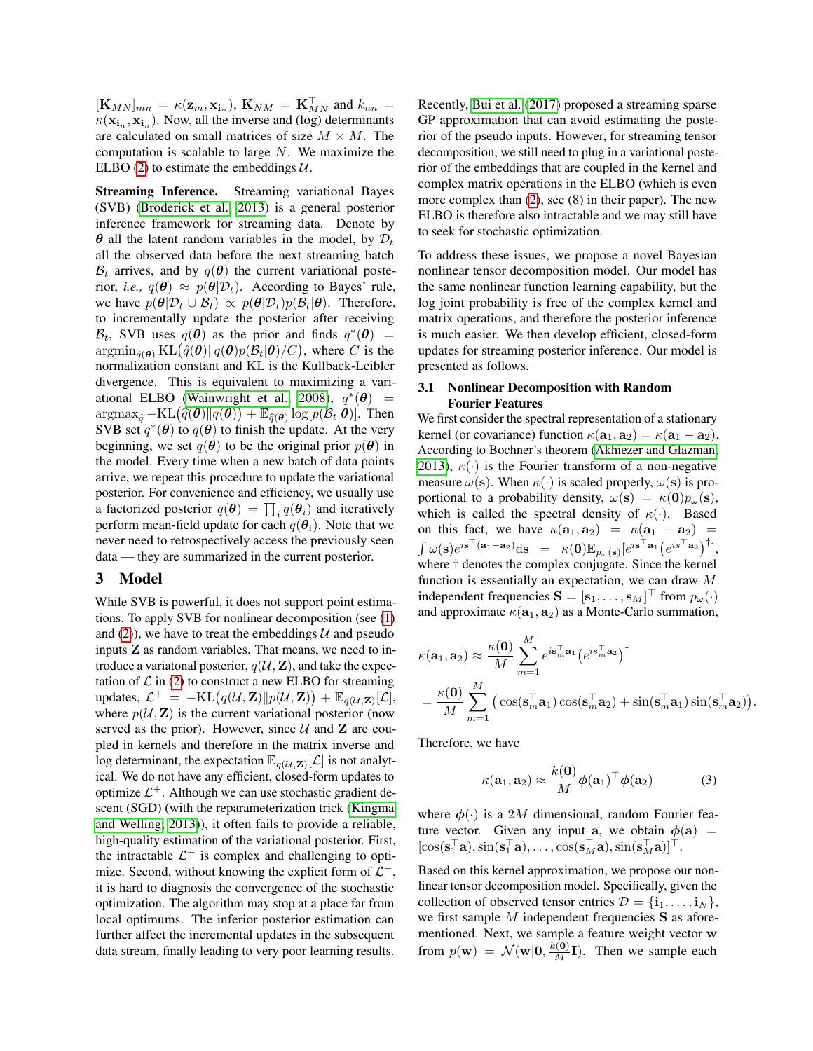$[\mathbf{K}_{MN}]_{mn} = \kappa(\mathbf{z}_m, \mathbf{x}_{\mathbf{i}_n})$, $\mathbf{K}_{NM} = \mathbf{K}_{MN}^\top$ and $k_{nn} = \kappa(\mathbf{x}_{\mathbf{i}_n}, \mathbf{x}_{\mathbf{i}_n})$. Now, all the inverse and (log) determinants are calculated on small matrices of size $M \times M$. The computation is scalable to large $N$. We maximize the ELBO (2) to estimate the embeddings $\mathcal{U}$.

**Streaming Inference.** Streaming variational Bayes (SVB) (Broderick et al., 2013) is a general posterior inference framework for streaming data. Denote by $\boldsymbol{\theta}$ all the latent random variables in the model, by $\mathcal{D}_t$ all the observed data before the next streaming batch $\mathcal{B}_t$ arrives, and by $q(\boldsymbol{\theta})$ the current variational posterior, *i.e.,* $q(\boldsymbol{\theta}) \approx p(\boldsymbol{\theta}|\mathcal{D}_t)$. According to Bayes' rule, we have $p(\boldsymbol{\theta}|\mathcal{D}_t \cup \mathcal{B}_t) \propto p(\boldsymbol{\theta}|\mathcal{D}_t)p(\mathcal{B}_t|\boldsymbol{\theta})$. Therefore, to incrementally update the posterior after receiving $\mathcal{B}_t$, SVB uses $q(\boldsymbol{\theta})$ as the prior and finds $q^*(\boldsymbol{\theta}) = \operatorname{argmin}_{\widehat{q}(\boldsymbol{\theta})} \mathrm{KL}\big(\widehat{q}(\boldsymbol{\theta}) \| q(\boldsymbol{\theta})p(\mathcal{B}_t|\boldsymbol{\theta})/C\big)$, where $C$ is the normalization constant and KL is the Kullback-Leibler divergence. This is equivalent to maximizing a variational ELBO (Wainwright et al., 2008), $q^*(\boldsymbol{\theta}) = \operatorname{argmax}_{\widehat{q}} -\mathrm{KL}\big(\widehat{q}(\boldsymbol{\theta}) \| q(\boldsymbol{\theta})\big) + \mathbb{E}_{\widehat{q}(\boldsymbol{\theta})} \log[p(\mathcal{B}_t|\boldsymbol{\theta})]$. Then SVB set $q^*(\boldsymbol{\theta})$ to $q(\boldsymbol{\theta})$ to finish the update. At the very beginning, we set $q(\boldsymbol{\theta})$ to be the original prior $p(\boldsymbol{\theta})$ in the model. Every time when a new batch of data points arrive, we repeat this procedure to update the variational posterior. For convenience and efficiency, we usually use a factorized posterior $q(\boldsymbol{\theta}) = \prod_i q(\boldsymbol{\theta}_i)$ and iteratively perform mean-field update for each $q(\boldsymbol{\theta}_i)$. Note that we never need to retrospectively access the previously seen data — they are summarized in the current posterior.

## 3 Model

While SVB is powerful, it does not support point estimations. To apply SVB for nonlinear decomposition (see (1) and (2)), we have to treat the embeddings $\mathcal{U}$ and pseudo inputs $\mathbf{Z}$ as random variables. That means, we need to introduce a variatonal posterior, $q(\mathcal{U}, \mathbf{Z})$, and take the expectation of $\mathcal{L}$ in (2) to construct a new ELBO for streaming updates, $\mathcal{L}^+ = -\mathrm{KL}\big(q(\mathcal{U}, \mathbf{Z}) \| p(\mathcal{U}, \mathbf{Z})\big) + \mathbb{E}_{q(\mathcal{U}, \mathbf{Z})}[\mathcal{L}]$, where $p(\mathcal{U}, \mathbf{Z})$ is the current variational posterior (now served as the prior). However, since $\mathcal{U}$ and $\mathbf{Z}$ are coupled in kernels and therefore in the matrix inverse and log determinant, the expectation $\mathbb{E}_{q(\mathcal{U}, \mathbf{Z})}[\mathcal{L}]$ is not analytical. We do not have any efficient, closed-form updates to optimize $\mathcal{L}^+$. Although we can use stochastic gradient descent (SGD) (with the reparameterization trick (Kingma and Welling, 2013)), it often fails to provide a reliable, high-quality estimation of the variational posterior. First, the intractable $\mathcal{L}^+$ is complex and challenging to optimize. Second, without knowing the explicit form of $\mathcal{L}^+$, it is hard to diagnosis the convergence of the stochastic optimization. The algorithm may stop at a place far from local optimums. The inferior posterior estimation can further affect the incremental updates in the subsequent data stream, finally leading to very poor learning results.

Recently, Bui et al. (2017) proposed a streaming sparse GP approximation that can avoid estimating the posterior of the pseudo inputs. However, for streaming tensor decomposition, we still need to plug in a variational posterior of the embeddings that are coupled in the kernel and complex matrix operations in the ELBO (which is even more complex than (2), see (8) in their paper). The new ELBO is therefore also intractable and we may still have to seek for stochastic optimization.

To address these issues, we propose a novel Bayesian nonlinear tensor decomposition model. Our model has the same nonlinear function learning capability, but the log joint probability is free of the complex kernel and matrix operations, and therefore the posterior inference is much easier. We then develop efficient, closed-form updates for streaming posterior inference. Our model is presented as follows.

### 3.1 Nonlinear Decomposition with Random Fourier Features

We first consider the spectral representation of a stationary kernel (or covariance) function $\kappa(\mathbf{a}_1, \mathbf{a}_2) = \kappa(\mathbf{a}_1 - \mathbf{a}_2)$. According to Bochner's theorem (Akhiezer and Glazman, 2013), $\kappa(\cdot)$ is the Fourier transform of a non-negative measure $\omega(\mathbf{s})$. When $\kappa(\cdot)$ is scaled properly, $\omega(\mathbf{s})$ is proportional to a probability density, $\omega(\mathbf{s}) = \kappa(\mathbf{0})p_\omega(\mathbf{s})$, which is called the spectral density of $\kappa(\cdot)$. Based on this fact, we have $\kappa(\mathbf{a}_1, \mathbf{a}_2) = \kappa(\mathbf{a}_1 - \mathbf{a}_2) = \int \omega(\mathbf{s}) e^{i\mathbf{s}^\top(\mathbf{a}_1 - \mathbf{a}_2)} \mathrm{d}\mathbf{s} = \kappa(\mathbf{0})\mathbb{E}_{p_\omega(\mathbf{s})}[e^{i\mathbf{s}^\top \mathbf{a}_1}\big(e^{i\mathbf{s}^\top \mathbf{a}_2}\big)^\dagger]$, where $\dagger$ denotes the complex conjugate. Since the kernel function is essentially an expectation, we can draw $M$ independent frequencies $\mathbf{S} = [\mathbf{s}_1, \ldots, \mathbf{s}_M]^\top$ from $p_\omega(\cdot)$ and approximate $\kappa(\mathbf{a}_1, \mathbf{a}_2)$ as a Monte-Carlo summation,

$$
\kappa(\mathbf{a}_1, \mathbf{a}_2) \approx \frac{\kappa(\mathbf{0})}{M} \sum_{m=1}^{M} e^{i\mathbf{s}_m^\top \mathbf{a}_1}\big(e^{i\mathbf{s}_m^\top \mathbf{a}_2}\big)^\dagger
$$

$$
= \frac{\kappa(\mathbf{0})}{M} \sum_{m=1}^{M} \big(\cos(\mathbf{s}_m^\top \mathbf{a}_1)\cos(\mathbf{s}_m^\top \mathbf{a}_2) + \sin(\mathbf{s}_m^\top \mathbf{a}_1)\sin(\mathbf{s}_m^\top \mathbf{a}_2)\big).
$$

Therefore, we have

$$
\kappa(\mathbf{a}_1, \mathbf{a}_2) \approx \frac{k(\mathbf{0})}{M} \boldsymbol{\phi}(\mathbf{a}_1)^\top \boldsymbol{\phi}(\mathbf{a}_2) \tag{3}
$$

where $\boldsymbol{\phi}(\cdot)$ is a $2M$ dimensional, random Fourier feature vector. Given any input $\mathbf{a}$, we obtain $\boldsymbol{\phi}(\mathbf{a}) = [\cos(\mathbf{s}_1^\top \mathbf{a}), \sin(\mathbf{s}_1^\top \mathbf{a}), \ldots, \cos(\mathbf{s}_M^\top \mathbf{a}), \sin(\mathbf{s}_M^\top \mathbf{a})]^\top$.

Based on this kernel approximation, we propose our nonlinear tensor decomposition model. Specifically, given the collection of observed tensor entries $\mathcal{D} = \{\mathbf{i}_1, \ldots, \mathbf{i}_N\}$, we first sample $M$ independent frequencies $\mathbf{S}$ as aforementioned. Next, we sample a feature weight vector $\mathbf{w}$ from $p(\mathbf{w}) = \mathcal{N}(\mathbf{w}|\mathbf{0}, \frac{k(\mathbf{0})}{M}\mathbf{I})$. Then we sample each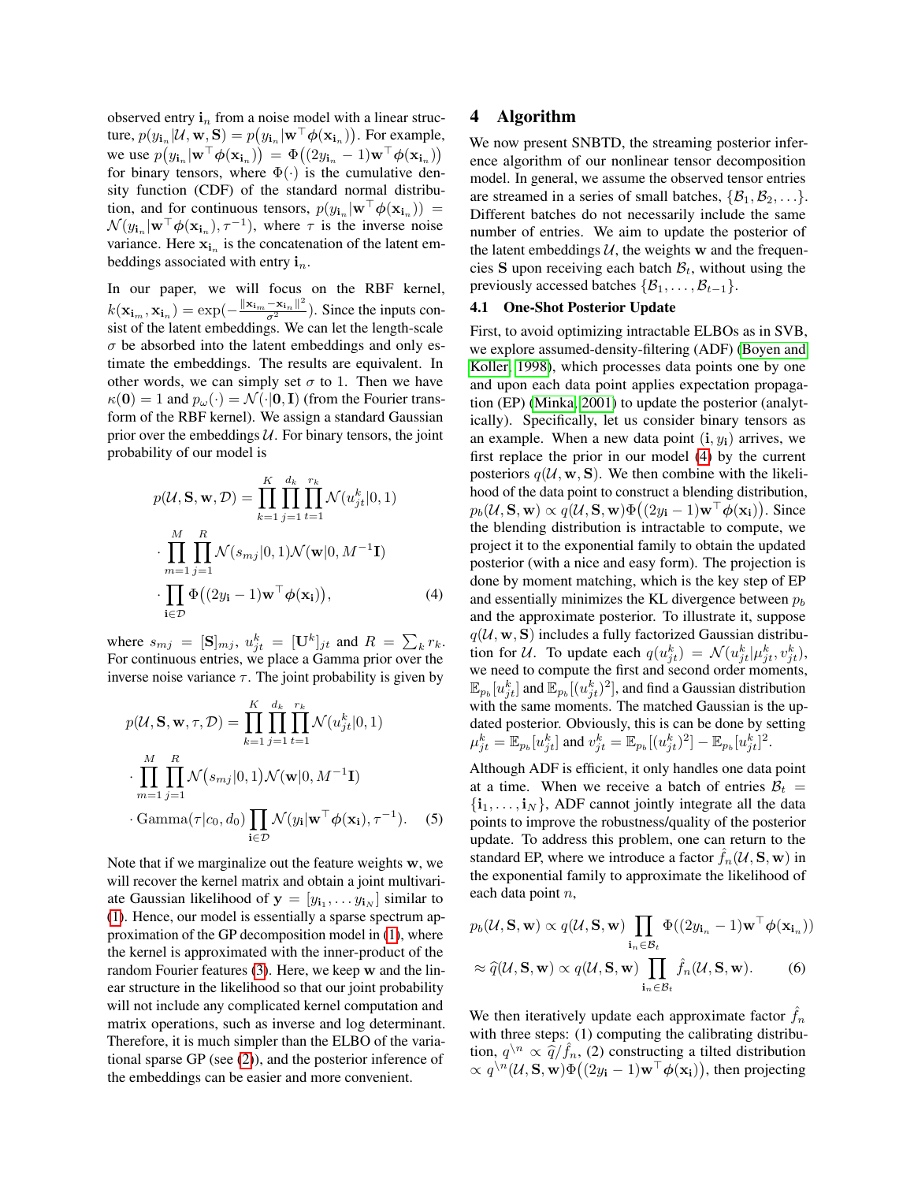observed entry $\mathbf{i}_n$ from a noise model with a linear structure, $p(y_{\mathbf{i}_n}|\mathcal{U}, \mathbf{w}, \mathbf{S}) = p\big(y_{\mathbf{i}_n}|\mathbf{w}^\top \boldsymbol{\phi}(\mathbf{x}_{\mathbf{i}_n})\big)$. For example, we use $p\big(y_{\mathbf{i}_n}|\mathbf{w}^\top \boldsymbol{\phi}(\mathbf{x}_{\mathbf{i}_n})\big) = \Phi\big((2y_{\mathbf{i}_n} - 1)\mathbf{w}^\top \boldsymbol{\phi}(\mathbf{x}_{\mathbf{i}_n})\big)$ for binary tensors, where $\Phi(\cdot)$ is the cumulative density function (CDF) of the standard normal distribution, and for continuous tensors, $p(y_{\mathbf{i}_n}|\mathbf{w}^\top \boldsymbol{\phi}(\mathbf{x}_{\mathbf{i}_n})) = \mathcal{N}(y_{\mathbf{i}_n}|\mathbf{w}^\top \boldsymbol{\phi}(\mathbf{x}_{\mathbf{i}_n}), \tau^{-1})$, where $\tau$ is the inverse noise variance. Here $\mathbf{x}_{\mathbf{i}_n}$ is the concatenation of the latent embeddings associated with entry $\mathbf{i}_n$.

In our paper, we will focus on the RBF kernel, $k(\mathbf{x}_{\mathbf{i}_m}, \mathbf{x}_{\mathbf{i}_n}) = \exp(-\frac{\|\mathbf{x}_{\mathbf{i}_m} - \mathbf{x}_{\mathbf{i}_n}\|^2}{\sigma^2})$. Since the inputs consist of the latent embeddings. We can let the length-scale $\sigma$ be absorbed into the latent embeddings and only estimate the embeddings. The results are equivalent. In other words, we can simply set $\sigma$ to 1. Then we have $\kappa(\mathbf{0}) = 1$ and $p_\omega(\cdot) = \mathcal{N}(\cdot|\mathbf{0}, \mathbf{I})$ (from the Fourier transform of the RBF kernel). We assign a standard Gaussian prior over the embeddings $\mathcal{U}$. For binary tensors, the joint probability of our model is

$$
\begin{aligned}
p(\mathcal{U}, \mathbf{S}, \mathbf{w}, \mathcal{D}) &= \prod_{k=1}^{K} \prod_{j=1}^{d_k} \prod_{t=1}^{r_k} \mathcal{N}(u_{jt}^k|0, 1) \\
&\cdot \prod_{m=1}^{M} \prod_{j=1}^{R} \mathcal{N}(s_{mj}|0, 1)\mathcal{N}(\mathbf{w}|0, M^{-1}\mathbf{I}) \\
&\cdot \prod_{\mathbf{i} \in \mathcal{D}} \Phi\big((2y_{\mathbf{i}} - 1)\mathbf{w}^\top \boldsymbol{\phi}(\mathbf{x}_{\mathbf{i}})\big), \qquad (4)
\end{aligned}
$$

where $s_{mj} = [\mathbf{S}]_{mj}$, $u_{jt}^k = [\mathbf{U}^k]_{jt}$ and $R = \sum_k r_k$. For continuous entries, we place a Gamma prior over the inverse noise variance $\tau$. The joint probability is given by

$$
\begin{aligned}
p(\mathcal{U}, \mathbf{S}, \mathbf{w}, \tau, \mathcal{D}) &= \prod_{k=1}^{K} \prod_{j=1}^{d_k} \prod_{t=1}^{r_k} \mathcal{N}(u_{jt}^k|0, 1) \\
&\cdot \prod_{m=1}^{M} \prod_{j=1}^{R} \mathcal{N}\big(s_{mj}|0, 1\big)\mathcal{N}(\mathbf{w}|0, M^{-1}\mathbf{I}) \\
&\cdot \mathrm{Gamma}(\tau|c_0, d_0) \prod_{\mathbf{i} \in \mathcal{D}} \mathcal{N}(y_{\mathbf{i}}|\mathbf{w}^\top \boldsymbol{\phi}(\mathbf{x}_{\mathbf{i}}), \tau^{-1}). \qquad (5)
\end{aligned}
$$

Note that if we marginalize out the feature weights $\mathbf{w}$, we will recover the kernel matrix and obtain a joint multivariate Gaussian likelihood of $\mathbf{y} = [y_{\mathbf{i}_1}, \ldots y_{\mathbf{i}_N}]$ similar to (1). Hence, our model is essentially a sparse spectrum approximation of the GP decomposition model in (1), where the kernel is approximated with the inner-product of the random Fourier features (3). Here, we keep $\mathbf{w}$ and the linear structure in the likelihood so that our joint probability will not include any complicated kernel computation and matrix operations, such as inverse and log determinant. Therefore, it is much simpler than the ELBO of the variational sparse GP (see (2)), and the posterior inference of the embeddings can be easier and more convenient.

# 4 Algorithm

We now present SNBTD, the streaming posterior inference algorithm of our nonlinear tensor decomposition model. In general, we assume the observed tensor entries are streamed in a series of small batches, $\{\mathcal{B}_1, \mathcal{B}_2, \ldots\}$. Different batches do not necessarily include the same number of entries. We aim to update the posterior of the latent embeddings $\mathcal{U}$, the weights $\mathbf{w}$ and the frequencies $\mathbf{S}$ upon receiving each batch $\mathcal{B}_t$, without using the previously accessed batches $\{\mathcal{B}_1, \ldots, \mathcal{B}_{t-1}\}$.

## 4.1 One-Shot Posterior Update

First, to avoid optimizing intractable ELBOs as in SVB, we explore assumed-density-filtering (ADF) (Boyen and Koller, 1998), which processes data points one by one and upon each data point applies expectation propagation (EP) (Minka, 2001) to update the posterior (analytically). Specifically, let us consider binary tensors as an example. When a new data point $(\mathbf{i}, y_{\mathbf{i}})$ arrives, we first replace the prior in our model (4) by the current posteriors $q(\mathcal{U}, \mathbf{w}, \mathbf{S})$. We then combine with the likelihood of the data point to construct a blending distribution, $p_b(\mathcal{U}, \mathbf{S}, \mathbf{w}) \propto q(\mathcal{U}, \mathbf{S}, \mathbf{w})\Phi\big((2y_{\mathbf{i}} - 1)\mathbf{w}^\top \boldsymbol{\phi}(\mathbf{x}_{\mathbf{i}})\big)$. Since the blending distribution is intractable to compute, we project it to the exponential family to obtain the updated posterior (with a nice and easy form). The projection is done by moment matching, which is the key step of EP and essentially minimizes the KL divergence between $p_b$ and the approximate posterior. To illustrate it, suppose $q(\mathcal{U}, \mathbf{w}, \mathbf{S})$ includes a fully factorized Gaussian distribution for $\mathcal{U}$. To update each $q(u_{jt}^k) = \mathcal{N}(u_{jt}^k|\mu_{jt}^k, v_{jt}^k)$, we need to compute the first and second order moments, $\mathbb{E}_{p_b}[u_{jt}^k]$ and $\mathbb{E}_{p_b}[(u_{jt}^k)^2]$, and find a Gaussian distribution with the same moments. The matched Gaussian is the updated posterior. Obviously, this is can be done by setting $\mu_{jt}^k = \mathbb{E}_{p_b}[u_{jt}^k]$ and $v_{jt}^k = \mathbb{E}_{p_b}[(u_{jt}^k)^2] - \mathbb{E}_{p_b}[u_{jt}^k]^2$.

Although ADF is efficient, it only handles one data point at a time. When we receive a batch of entries $\mathcal{B}_t = \{\mathbf{i}_1, \ldots, \mathbf{i}_N\}$, ADF cannot jointly integrate all the data points to improve the robustness/quality of the posterior update. To address this problem, one can return to the standard EP, where we introduce a factor $\hat{f}_n(\mathcal{U}, \mathbf{S}, \mathbf{w})$ in the exponential family to approximate the likelihood of each data point $n$,

$$
\begin{aligned}
p_b(\mathcal{U}, \mathbf{S}, \mathbf{w}) &\propto q(\mathcal{U}, \mathbf{S}, \mathbf{w}) \prod_{\mathbf{i}_n \in \mathcal{B}_t} \Phi((2y_{\mathbf{i}_n} - 1)\mathbf{w}^\top \boldsymbol{\phi}(\mathbf{x}_{\mathbf{i}_n})) \\
&\approx \widehat{q}(\mathcal{U}, \mathbf{S}, \mathbf{w}) \propto q(\mathcal{U}, \mathbf{S}, \mathbf{w}) \prod_{\mathbf{i}_n \in \mathcal{B}_t} \hat{f}_n(\mathcal{U}, \mathbf{S}, \mathbf{w}). \qquad (6)
\end{aligned}
$$

We then iteratively update each approximate factor $\hat{f}_n$ with three steps: (1) computing the calibrating distribution, $q^{\backslash n} \propto \widehat{q}/\hat{f}_n$, (2) constructing a tilted distribution $\propto q^{\backslash n}(\mathcal{U}, \mathbf{S}, \mathbf{w})\Phi\big((2y_{\mathbf{i}} - 1)\mathbf{w}^\top \boldsymbol{\phi}(\mathbf{x}_{\mathbf{i}})\big)$, then projecting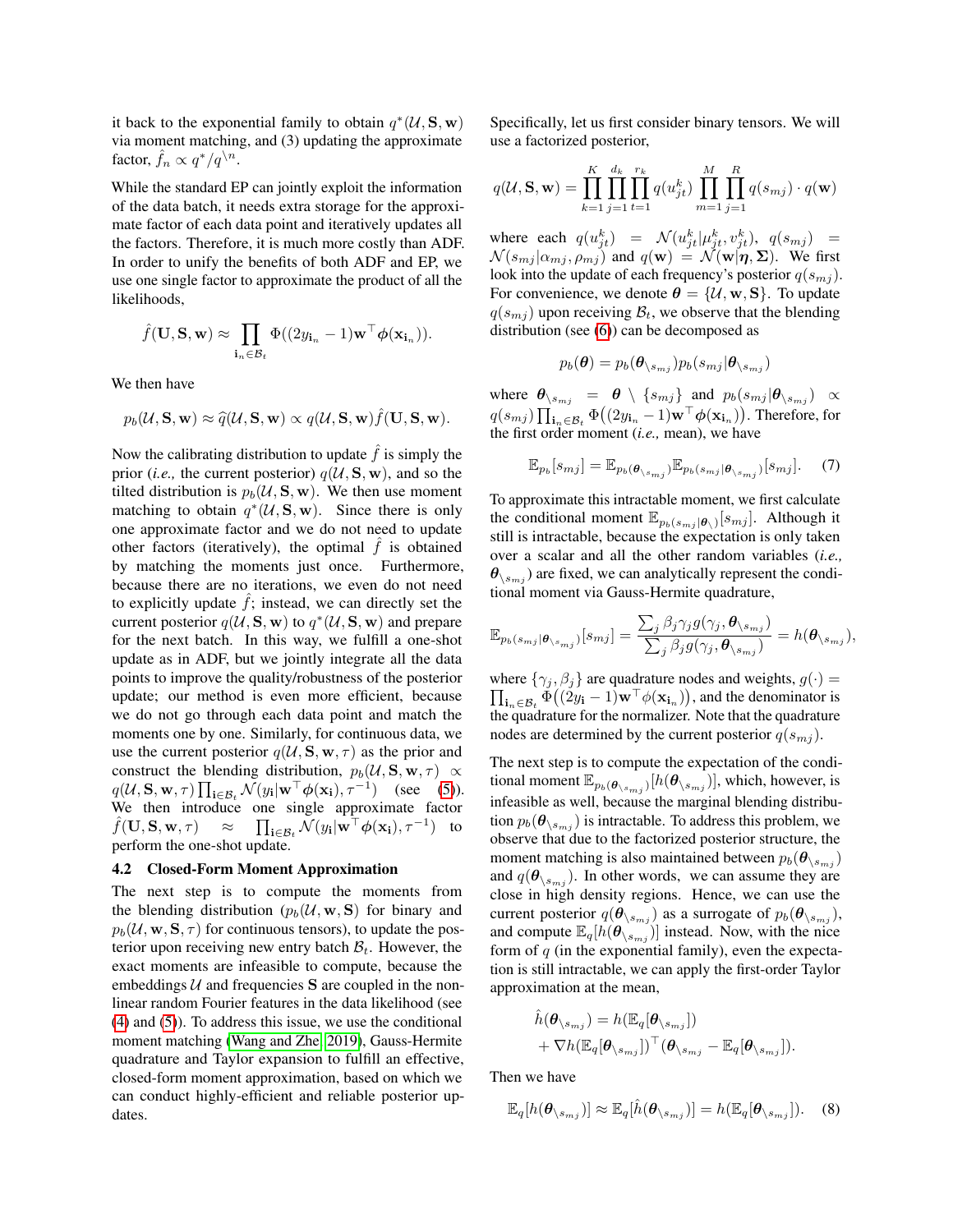it back to the exponential family to obtain $q^*(\mathcal{U}, \mathbf{S}, \mathbf{w})$ via moment matching, and (3) updating the approximate factor, $\hat{f}_n \propto q^*/q^{\backslash n}$.

While the standard EP can jointly exploit the information of the data batch, it needs extra storage for the approximate factor of each data point and iteratively updates all the factors. Therefore, it is much more costly than ADF. In order to unify the benefits of both ADF and EP, we use one single factor to approximate the product of all the likelihoods,

$$\hat{f}(\mathbf{U}, \mathbf{S}, \mathbf{w}) \approx \prod_{\mathbf{i}_n \in \mathcal{B}_t} \Phi((2y_{\mathbf{i}_n} - 1)\mathbf{w}^\top \boldsymbol{\phi}(\mathbf{x}_{\mathbf{i}_n})).$$

We then have

$$p_b(\mathcal{U}, \mathbf{S}, \mathbf{w}) \approx \widehat{q}(\mathcal{U}, \mathbf{S}, \mathbf{w}) \propto q(\mathcal{U}, \mathbf{S}, \mathbf{w})\hat{f}(\mathbf{U}, \mathbf{S}, \mathbf{w}).$$

Now the calibrating distribution to update $\hat{f}$ is simply the prior (*i.e.,* the current posterior) $q(\mathcal{U}, \mathbf{S}, \mathbf{w})$, and so the tilted distribution is $p_b(\mathcal{U}, \mathbf{S}, \mathbf{w})$. We then use moment matching to obtain $q^*(\mathcal{U}, \mathbf{S}, \mathbf{w})$. Since there is only one approximate factor and we do not need to update other factors (iteratively), the optimal $\hat{f}$ is obtained by matching the moments just once. Furthermore, because there are no iterations, we even do not need to explicitly update $\hat{f}$; instead, we can directly set the current posterior $q(\mathcal{U}, \mathbf{S}, \mathbf{w})$ to $q^*(\mathcal{U}, \mathbf{S}, \mathbf{w})$ and prepare for the next batch. In this way, we fulfill a one-shot update as in ADF, but we jointly integrate all the data points to improve the quality/robustness of the posterior update; our method is even more efficient, because we do not go through each data point and match the moments one by one. Similarly, for continuous data, we use the current posterior $q(\mathcal{U}, \mathbf{S}, \mathbf{w}, \tau)$ as the prior and construct the blending distribution, $p_b(\mathcal{U}, \mathbf{S}, \mathbf{w}, \tau) \propto q(\mathcal{U}, \mathbf{S}, \mathbf{w}, \tau)\prod_{\mathbf{i} \in \mathcal{B}_t} \mathcal{N}(y_\mathbf{i}|\mathbf{w}^\top \boldsymbol{\phi}(\mathbf{x}_\mathbf{i}), \tau^{-1})$ (see (5)). We then introduce one single approximate factor $\hat{f}(\mathbf{U}, \mathbf{S}, \mathbf{w}, \tau) \approx \prod_{\mathbf{i} \in \mathcal{B}_t} \mathcal{N}(y_\mathbf{i}|\mathbf{w}^\top \boldsymbol{\phi}(\mathbf{x}_\mathbf{i}), \tau^{-1})$ to perform the one-shot update.

### 4.2 Closed-Form Moment Approximation

The next step is to compute the moments from the blending distribution ($p_b(\mathcal{U}, \mathbf{w}, \mathbf{S})$ for binary and $p_b(\mathcal{U}, \mathbf{w}, \mathbf{S}, \tau)$ for continuous tensors), to update the posterior upon receiving new entry batch $\mathcal{B}_t$. However, the exact moments are infeasible to compute, because the embeddings $\mathcal{U}$ and frequencies $\mathbf{S}$ are coupled in the nonlinear random Fourier features in the data likelihood (see (4) and (5)). To address this issue, we use the conditional moment matching (Wang and Zhe, 2019), Gauss-Hermite quadrature and Taylor expansion to fulfill an effective, closed-form moment approximation, based on which we can conduct highly-efficient and reliable posterior updates.

Specifically, let us first consider binary tensors. We will use a factorized posterior,

$$q(\mathcal{U}, \mathbf{S}, \mathbf{w}) = \prod_{k=1}^{K}\prod_{j=1}^{d_k}\prod_{t=1}^{r_k} q(u_{jt}^k) \prod_{m=1}^{M}\prod_{j=1}^{R} q(s_{mj}) \cdot q(\mathbf{w})$$

where each $q(u_{jt}^k) = \mathcal{N}(u_{jt}^k|\mu_{jt}^k, v_{jt}^k)$, $q(s_{mj}) = \mathcal{N}(s_{mj}|\alpha_{mj}, \rho_{mj})$ and $q(\mathbf{w}) = \mathcal{N}(\mathbf{w}|\boldsymbol{\eta}, \boldsymbol{\Sigma})$. We first look into the update of each frequency's posterior $q(s_{mj})$. For convenience, we denote $\boldsymbol{\theta} = \{\mathcal{U}, \mathbf{w}, \mathbf{S}\}$. To update $q(s_{mj})$ upon receiving $\mathcal{B}_t$, we observe that the blending distribution (see (6)) can be decomposed as

$$p_b(\boldsymbol{\theta}) = p_b(\boldsymbol{\theta}_{\backslash s_{mj}})p_b(s_{mj}|\boldsymbol{\theta}_{\backslash s_{mj}})$$

where $\boldsymbol{\theta}_{\backslash s_{mj}} = \boldsymbol{\theta} \setminus \{s_{mj}\}$ and $p_b(s_{mj}|\boldsymbol{\theta}_{\backslash s_{mj}}) \propto q(s_{mj})\prod_{\mathbf{i}_n \in \mathcal{B}_t} \Phi\big((2y_{\mathbf{i}_n} - 1)\mathbf{w}^\top \boldsymbol{\phi}(\mathbf{x}_{\mathbf{i}_n})\big)$. Therefore, for the first order moment (*i.e.,* mean), we have

$$\mathbb{E}_{p_b}[s_{mj}] = \mathbb{E}_{p_b(\boldsymbol{\theta}_{\backslash s_{mj}})}\mathbb{E}_{p_b(s_{mj}|\boldsymbol{\theta}_{\backslash s_{mj}})}[s_{mj}]. \quad (7)$$

To approximate this intractable moment, we first calculate the conditional moment $\mathbb{E}_{p_b(s_{mj}|\boldsymbol{\theta}_{\backslash})}[s_{mj}]$. Although it still is intractable, because the expectation is only taken over a scalar and all the other random variables (*i.e.,* $\boldsymbol{\theta}_{\backslash s_{mj}}$) are fixed, we can analytically represent the conditional moment via Gauss-Hermite quadrature,

$$\mathbb{E}_{p_b(s_{mj}|\boldsymbol{\theta}_{\backslash s_{mj}})}[s_{mj}] = \frac{\sum_j \beta_j \gamma_j g(\gamma_j, \boldsymbol{\theta}_{\backslash s_{mj}})}{\sum_j \beta_j g(\gamma_j, \boldsymbol{\theta}_{\backslash s_{mj}})} = h(\boldsymbol{\theta}_{\backslash s_{mj}}),$$

where $\{\gamma_j, \beta_j\}$ are quadrature nodes and weights, $g(\cdot) = \prod_{\mathbf{i}_n \in \mathcal{B}_t} \Phi\big((2y_\mathbf{i} - 1)\mathbf{w}^\top \phi(\mathbf{x}_{\mathbf{i}_n})\big)$, and the denominator is the quadrature for the normalizer. Note that the quadrature nodes are determined by the current posterior $q(s_{mj})$.

The next step is to compute the expectation of the conditional moment $\mathbb{E}_{p_b(\boldsymbol{\theta}_{\backslash s_{mj}})}[h(\boldsymbol{\theta}_{\backslash s_{mj}})]$, which, however, is infeasible as well, because the marginal blending distribution $p_b(\boldsymbol{\theta}_{\backslash s_{mj}})$ is intractable. To address this problem, we observe that due to the factorized posterior structure, the moment matching is also maintained between $p_b(\boldsymbol{\theta}_{\backslash s_{mj}})$ and $q(\boldsymbol{\theta}_{\backslash s_{mj}})$. In other words, we can assume they are close in high density regions. Hence, we can use the current posterior $q(\boldsymbol{\theta}_{\backslash s_{mj}})$ as a surrogate of $p_b(\boldsymbol{\theta}_{\backslash s_{mj}})$, and compute $\mathbb{E}_q[h(\boldsymbol{\theta}_{\backslash s_{mj}})]$ instead. Now, with the nice form of $q$ (in the exponential family), even the expectation is still intractable, we can apply the first-order Taylor approximation at the mean,

$$\hat{h}(\boldsymbol{\theta}_{\backslash s_{mj}}) = h(\mathbb{E}_q[\boldsymbol{\theta}_{\backslash s_{mj}}]) + \nabla h(\mathbb{E}_q[\boldsymbol{\theta}_{\backslash s_{mj}}])^\top(\boldsymbol{\theta}_{\backslash s_{mj}} - \mathbb{E}_q[\boldsymbol{\theta}_{\backslash s_{mj}}]).$$

Then we have

$$\mathbb{E}_q[h(\boldsymbol{\theta}_{\backslash s_{mj}})] \approx \mathbb{E}_q[\hat{h}(\boldsymbol{\theta}_{\backslash s_{mj}})] = h(\mathbb{E}_q[\boldsymbol{\theta}_{\backslash s_{mj}}]). \quad (8)$$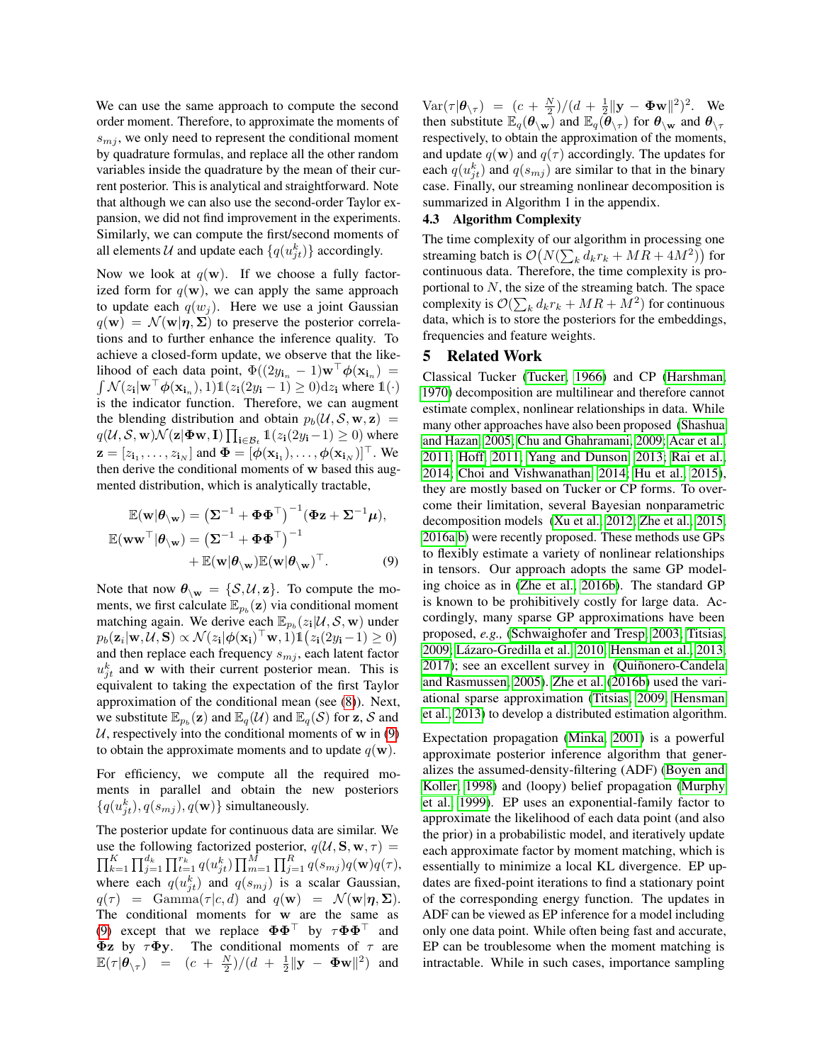We can use the same approach to compute the second order moment. Therefore, to approximate the moments of $s_{mj}$, we only need to represent the conditional moment by quadrature formulas, and replace all the other random variables inside the quadrature by the mean of their current posterior. This is analytical and straightforward. Note that although we can also use the second-order Taylor expansion, we did not find improvement in the experiments. Similarly, we can compute the first/second moments of all elements $\mathcal{U}$ and update each $\{q(u_{jt}^k)\}$ accordingly.

Now we look at $q(\mathbf{w})$. If we choose a fully factorized form for $q(\mathbf{w})$, we can apply the same approach to update each $q(w_j)$. Here we use a joint Gaussian $q(\mathbf{w}) = \mathcal{N}(\mathbf{w}|\boldsymbol{\eta}, \boldsymbol{\Sigma})$ to preserve the posterior correlations and to further enhance the inference quality. To achieve a closed-form update, we observe that the likelihood of each data point, $\Phi((2y_{\mathbf{i}_n} - 1)\mathbf{w}^\top \boldsymbol{\phi}(\mathbf{x}_{\mathbf{i}_n}) = \int \mathcal{N}(z_\mathbf{i}|\mathbf{w}^\top \boldsymbol{\phi}(\mathbf{x}_{\mathbf{i}_n}), 1)\mathbb{1}(z_\mathbf{i}(2y_\mathbf{i} - 1) \geq 0)\mathrm{d}z_\mathbf{i}$ where $\mathbb{1}(\cdot)$ is the indicator function. Therefore, we can augment the blending distribution and obtain $p_b(\mathcal{U}, \mathcal{S}, \mathbf{w}, \mathbf{z}) = q(\mathcal{U}, \mathcal{S}, \mathbf{w})\mathcal{N}(\mathbf{z}|\boldsymbol{\Phi}\mathbf{w}, \mathbf{I}) \prod_{\mathbf{i} \in \mathcal{B}_t} \mathbb{1}(z_\mathbf{i}(2y_\mathbf{i} - 1) \geq 0)$ where $\mathbf{z} = [z_{\mathbf{i}_1}, \ldots, z_{\mathbf{i}_N}]$ and $\boldsymbol{\Phi} = [\boldsymbol{\phi}(\mathbf{x}_{\mathbf{i}_1}), \ldots, \boldsymbol{\phi}(\mathbf{x}_{\mathbf{i}_N})]^\top$. We then derive the conditional moments of $\mathbf{w}$ based this augmented distribution, which is analytically tractable,

$$
\begin{aligned}
\mathbb{E}(\mathbf{w}|\boldsymbol{\theta}_{\setminus \mathbf{w}}) &= \left(\boldsymbol{\Sigma}^{-1} + \boldsymbol{\Phi}\boldsymbol{\Phi}^\top\right)^{-1}(\boldsymbol{\Phi}\mathbf{z} + \boldsymbol{\Sigma}^{-1}\boldsymbol{\mu}), \\
\mathbb{E}(\mathbf{w}\mathbf{w}^\top|\boldsymbol{\theta}_{\setminus \mathbf{w}}) &= \left(\boldsymbol{\Sigma}^{-1} + \boldsymbol{\Phi}\boldsymbol{\Phi}^\top\right)^{-1} \\
&\quad + \mathbb{E}(\mathbf{w}|\boldsymbol{\theta}_{\setminus \mathbf{w}})\mathbb{E}(\mathbf{w}|\boldsymbol{\theta}_{\setminus \mathbf{w}})^\top. \qquad (9)
\end{aligned}
$$

Note that now $\boldsymbol{\theta}_{\setminus \mathbf{w}} = \{\mathcal{S}, \mathcal{U}, \mathbf{z}\}$. To compute the moments, we first calculate $\mathbb{E}_{p_b}(\mathbf{z})$ via conditional moment matching again. We derive each $\mathbb{E}_{p_b}(z_\mathbf{i}|\mathcal{U}, \mathcal{S}, \mathbf{w})$ under $p_b(\mathbf{z}_\mathbf{i}|\mathbf{w}, \mathcal{U}, \mathbf{S}) \propto \mathcal{N}(z_\mathbf{i}|\boldsymbol{\phi}(\mathbf{x}_\mathbf{i})^\top \mathbf{w}, 1)\mathbb{1}(z_\mathbf{i}(2y_\mathbf{i} - 1) \geq 0)$ and then replace each frequency $s_{mj}$, each latent factor $u_{jt}^k$ and $\mathbf{w}$ with their current posterior mean. This is equivalent to taking the expectation of the first Taylor approximation of the conditional mean (see (8)). Next, we substitute $\mathbb{E}_{p_b}(\mathbf{z})$ and $\mathbb{E}_q(\mathcal{U})$ and $\mathbb{E}_q(\mathcal{S})$ for $\mathbf{z}$, $\mathcal{S}$ and $\mathcal{U}$, respectively into the conditional moments of $\mathbf{w}$ in (9) to obtain the approximate moments and to update $q(\mathbf{w})$.

For efficiency, we compute all the required moments in parallel and obtain the new posteriors $\{q(u_{jt}^k), q(s_{mj}), q(\mathbf{w})\}$ simultaneously.

The posterior update for continuous data are similar. We use the following factorized posterior, $q(\mathcal{U}, \mathbf{S}, \mathbf{w}, \tau) = \prod_{k=1}^K \prod_{j=1}^{d_k} \prod_{t=1}^{r_k} q(u_{jt}^k) \prod_{m=1}^M \prod_{j=1}^R q(s_{mj}) q(\mathbf{w}) q(\tau)$, where each $q(u_{jt}^k)$ and $q(s_{mj})$ is a scalar Gaussian, $q(\tau) = \mathrm{Gamma}(\tau|c, d)$ and $q(\mathbf{w}) = \mathcal{N}(\mathbf{w}|\boldsymbol{\eta}, \boldsymbol{\Sigma})$. The conditional moments for $\mathbf{w}$ are the same as (9) except that we replace $\boldsymbol{\Phi}\boldsymbol{\Phi}^\top$ by $\tau\boldsymbol{\Phi}\boldsymbol{\Phi}^\top$ and $\boldsymbol{\Phi}\mathbf{z}$ by $\tau\boldsymbol{\Phi}\mathbf{y}$. The conditional moments of $\tau$ are $\mathbb{E}(\tau|\boldsymbol{\theta}_{\setminus \tau}) = (c + \frac{N}{2})/(d + \frac{1}{2}\|\mathbf{y} - \boldsymbol{\Phi}\mathbf{w}\|^2)$ and $\mathrm{Var}(\tau|\boldsymbol{\theta}_{\setminus \tau}) = (c + \frac{N}{2})/(d + \frac{1}{2}\|\mathbf{y} - \boldsymbol{\Phi}\mathbf{w}\|^2)^2$. We then substitute $\mathbb{E}_q(\boldsymbol{\theta}_{\setminus \mathbf{w}})$ and $\mathbb{E}_q(\boldsymbol{\theta}_{\setminus \tau})$ for $\boldsymbol{\theta}_{\setminus \mathbf{w}}$ and $\boldsymbol{\theta}_{\setminus \tau}$ respectively, to obtain the approximation of the moments, and update $q(\mathbf{w})$ and $q(\tau)$ accordingly. The updates for each $q(u_{jt}^k)$ and $q(s_{mj})$ are similar to that in the binary case. Finally, our streaming nonlinear decomposition is summarized in Algorithm 1 in the appendix.

### 4.3 Algorithm Complexity

The time complexity of our algorithm in processing one streaming batch is $\mathcal{O}\big(N(\sum_k d_k r_k + MR + 4M^2)\big)$ for continuous data. Therefore, the time complexity is proportional to $N$, the size of the streaming batch. The space complexity is $\mathcal{O}(\sum_k d_k r_k + MR + M^2)$ for continuous data, which is to store the posteriors for the embeddings, frequencies and feature weights.

## 5 Related Work

Classical Tucker (Tucker, 1966) and CP (Harshman, 1970) decomposition are multilinear and therefore cannot estimate complex, nonlinear relationships in data. While many other approaches have also been proposed (Shashua and Hazan, 2005; Chu and Ghahramani, 2009; Acar et al., 2011; Hoff, 2011; Yang and Dunson, 2013; Rai et al., 2014; Choi and Vishwanathan, 2014; Hu et al., 2015), they are mostly based on Tucker or CP forms. To overcome their limitation, several Bayesian nonparametric decomposition models (Xu et al., 2012; Zhe et al., 2015, 2016a,b) were recently proposed. These methods use GPs to flexibly estimate a variety of nonlinear relationships in tensors. Our approach adopts the same GP modeling choice as in (Zhe et al., 2016b). The standard GP is known to be prohibitively costly for large data. Accordingly, many sparse GP approximations have been proposed, *e.g.,* (Schwaighofer and Tresp, 2003; Titsias, 2009; Lázaro-Gredilla et al., 2010; Hensman et al., 2013, 2017); see an excellent survey in (Quiñonero-Candela and Rasmussen, 2005). Zhe et al. (2016b) used the variational sparse approximation (Titsias, 2009; Hensman et al., 2013) to develop a distributed estimation algorithm.

Expectation propagation (Minka, 2001) is a powerful approximate posterior inference algorithm that generalizes the assumed-density-filtering (ADF) (Boyen and Koller, 1998) and (loopy) belief propagation (Murphy et al., 1999). EP uses an exponential-family factor to approximate the likelihood of each data point (and also the prior) in a probabilistic model, and iteratively update each approximate factor by moment matching, which is essentially to minimize a local KL divergence. EP updates are fixed-point iterations to find a stationary point of the corresponding energy function. The updates in ADF can be viewed as EP inference for a model including only one data point. While often being fast and accurate, EP can be troublesome when the moment matching is intractable. While in such cases, importance sampling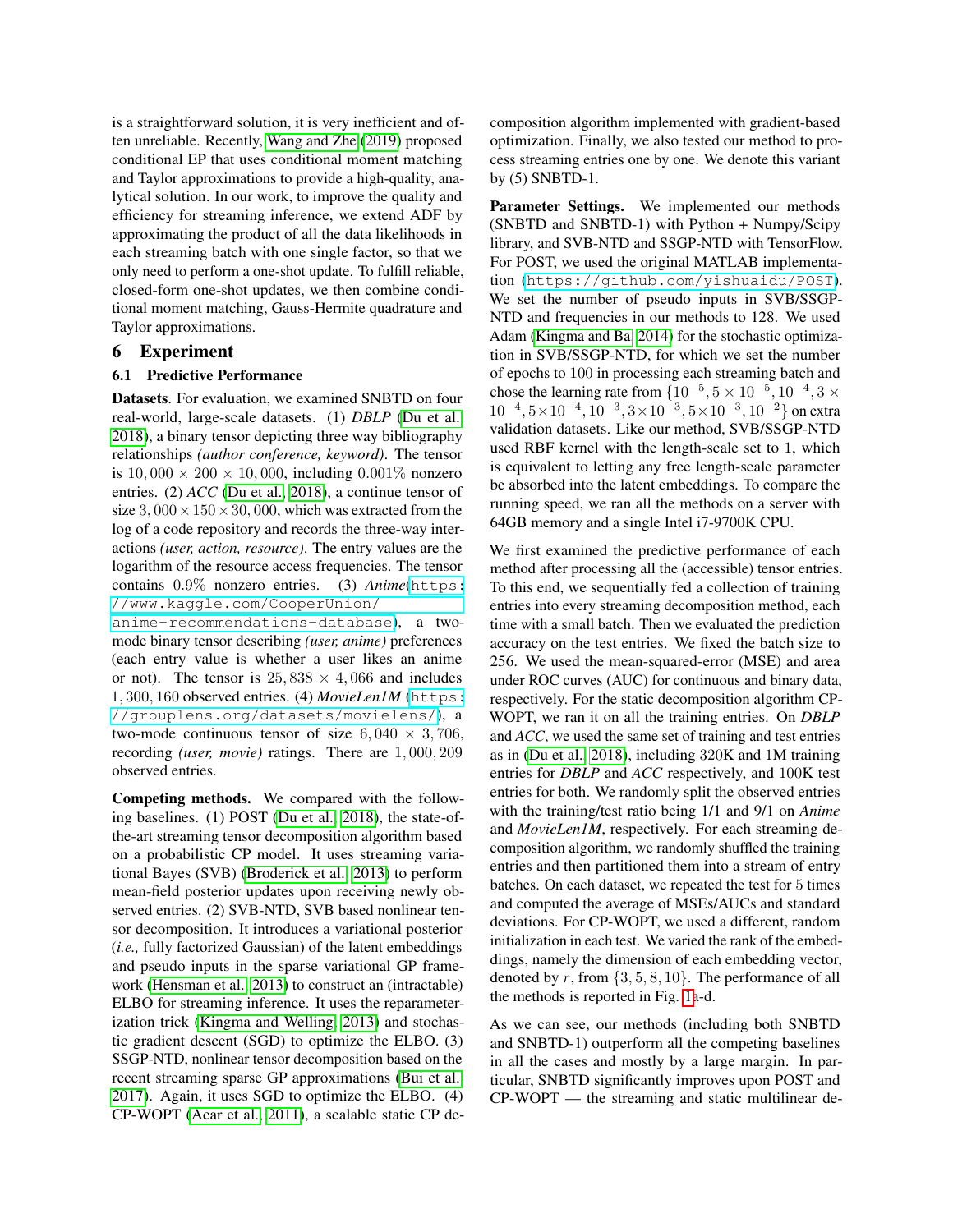is a straightforward solution, it is very inefficient and often unreliable. Recently, Wang and Zhe (2019) proposed conditional EP that uses conditional moment matching and Taylor approximations to provide a high-quality, analytical solution. In our work, to improve the quality and efficiency for streaming inference, we extend ADF by approximating the product of all the data likelihoods in each streaming batch with one single factor, so that we only need to perform a one-shot update. To fulfill reliable, closed-form one-shot updates, we then combine conditional moment matching, Gauss-Hermite quadrature and Taylor approximations.

# 6 Experiment

## 6.1 Predictive Performance

**Datasets**. For evaluation, we examined SNBTD on four real-world, large-scale datasets. (1) *DBLP* (Du et al., 2018), a binary tensor depicting three way bibliography relationships *(author conference, keyword)*. The tensor is $10,000 \times 200 \times 10,000$, including $0.001\%$ nonzero entries. (2) *ACC* (Du et al., 2018), a continue tensor of size $3,000 \times 150 \times 30,000$, which was extracted from the log of a code repository and records the three-way interactions *(user, action, resource)*. The entry values are the logarithm of the resource access frequencies. The tensor contains $0.9\%$ nonzero entries. (3) *Anime*(https://www.kaggle.com/CooperUnion/anime-recommendations-database), a two-mode binary tensor describing *(user, anime)* preferences (each entry value is whether a user likes an anime or not). The tensor is $25,838 \times 4,066$ and includes $1,300,160$ observed entries. (4) *MovieLen1M* (https://grouplens.org/datasets/movielens/), a two-mode continuous tensor of size $6,040 \times 3,706$, recording *(user, movie)* ratings. There are $1,000,209$ observed entries.

**Competing methods.** We compared with the following baselines. (1) POST (Du et al., 2018), the state-of-the-art streaming tensor decomposition algorithm based on a probabilistic CP model. It uses streaming variational Bayes (SVB) (Broderick et al., 2013) to perform mean-field posterior updates upon receiving newly observed entries. (2) SVB-NTD, SVB based nonlinear tensor decomposition. It introduces a variational posterior (*i.e.,* fully factorized Gaussian) of the latent embeddings and pseudo inputs in the sparse variational GP framework (Hensman et al., 2013) to construct an (intractable) ELBO for streaming inference. It uses the reparameterization trick (Kingma and Welling, 2013) and stochastic gradient descent (SGD) to optimize the ELBO. (3) SSGP-NTD, nonlinear tensor decomposition based on the recent streaming sparse GP approximations (Bui et al., 2017). Again, it uses SGD to optimize the ELBO. (4) CP-WOPT (Acar et al., 2011), a scalable static CP decomposition algorithm implemented with gradient-based optimization. Finally, we also tested our method to process streaming entries one by one. We denote this variant by (5) SNBTD-1.

**Parameter Settings.** We implemented our methods (SNBTD and SNBTD-1) with Python + Numpy/Scipy library, and SVB-NTD and SSGP-NTD with TensorFlow. For POST, we used the original MATLAB implementation (https://github.com/yishuaidu/POST). We set the number of pseudo inputs in SVB/SSGP-NTD and frequencies in our methods to 128. We used Adam (Kingma and Ba, 2014) for the stochastic optimization in SVB/SSGP-NTD, for which we set the number of epochs to 100 in processing each streaming batch and chose the learning rate from $\{10^{-5}, 5\times10^{-5}, 10^{-4}, 3\times10^{-4}, 5\times10^{-4}, 10^{-3}, 3\times10^{-3}, 5\times10^{-3}, 10^{-2}\}$ on extra validation datasets. Like our method, SVB/SSGP-NTD used RBF kernel with the length-scale set to 1, which is equivalent to letting any free length-scale parameter be absorbed into the latent embeddings. To compare the running speed, we ran all the methods on a server with 64GB memory and a single Intel i7-9700K CPU.

We first examined the predictive performance of each method after processing all the (accessible) tensor entries. To this end, we sequentially fed a collection of training entries into every streaming decomposition method, each time with a small batch. Then we evaluated the prediction accuracy on the test entries. We fixed the batch size to 256. We used the mean-squared-error (MSE) and area under ROC curves (AUC) for continuous and binary data, respectively. For the static decomposition algorithm CP-WOPT, we ran it on all the training entries. On *DBLP* and *ACC*, we used the same set of training and test entries as in (Du et al., 2018), including 320K and 1M training entries for *DBLP* and *ACC* respectively, and 100K test entries for both. We randomly split the observed entries with the training/test ratio being 1/1 and 9/1 on *Anime* and *MovieLen1M*, respectively. For each streaming decomposition algorithm, we randomly shuffled the training entries and then partitioned them into a stream of entry batches. On each dataset, we repeated the test for 5 times and computed the average of MSEs/AUCs and standard deviations. For CP-WOPT, we used a different, random initialization in each test. We varied the rank of the embeddings, namely the dimension of each embedding vector, denoted by $r$, from $\{3, 5, 8, 10\}$. The performance of all the methods is reported in Fig. 1a-d.

As we can see, our methods (including both SNBTD and SNBTD-1) outperform all the competing baselines in all the cases and mostly by a large margin. In particular, SNBTD significantly improves upon POST and CP-WOPT — the streaming and static multilinear de-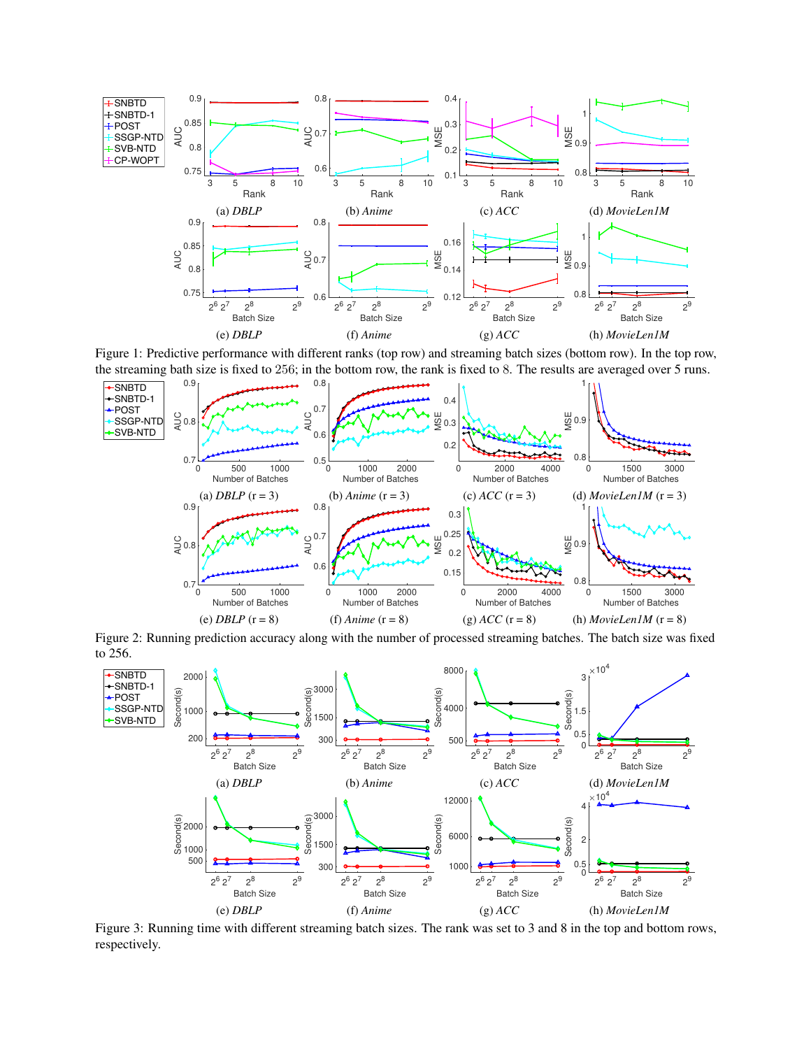(a) *DBLP* (b) *Anime* (c) *ACC* (d) *MovieLen1M*

(e) *DBLP* (f) *Anime* (g) *ACC* (h) *MovieLen1M*

Figure 1: Predictive performance with different ranks (top row) and streaming batch sizes (bottom row). In the top row, the streaming bath size is fixed to 256; in the bottom row, the rank is fixed to 8. The results are averaged over 5 runs.

(a) *DBLP* (r = 3) (b) *Anime* (r = 3) (c) *ACC* (r = 3) (d) *MovieLen1M* (r = 3)

(e) *DBLP* (r = 8) (f) *Anime* (r = 8) (g) *ACC* (r = 8) (h) *MovieLen1M* (r = 8)

Figure 2: Running prediction accuracy along with the number of processed streaming batches. The batch size was fixed to 256.

(a) *DBLP* (b) *Anime* (c) *ACC* (d) *MovieLen1M*

(e) *DBLP* (f) *Anime* (g) *ACC* (h) *MovieLen1M*

Figure 3: Running time with different streaming batch sizes. The rank was set to 3 and 8 in the top and bottom rows, respectively.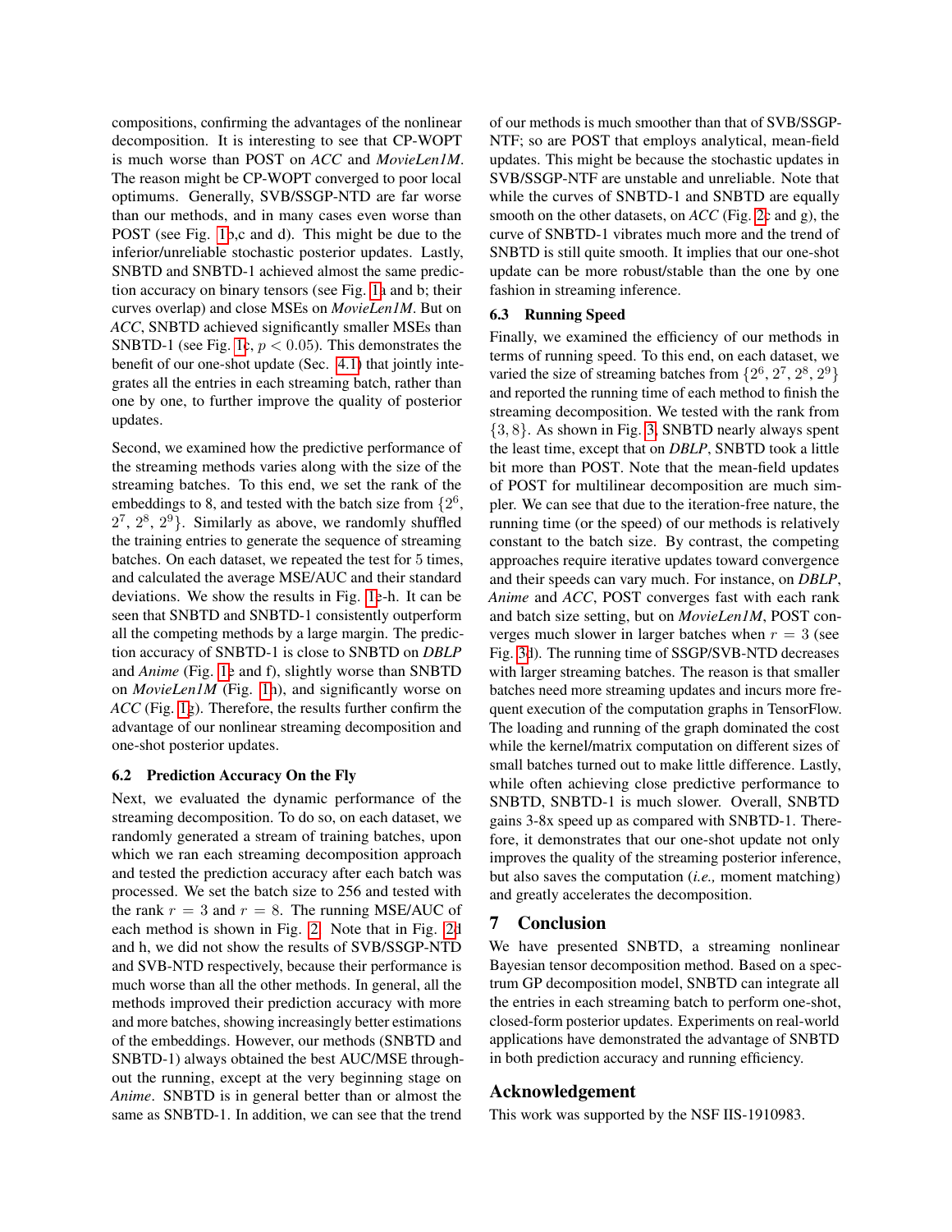compositions, confirming the advantages of the nonlinear decomposition. It is interesting to see that CP-WOPT is much worse than POST on *ACC* and *MovieLen1M*. The reason might be CP-WOPT converged to poor local optimums. Generally, SVB/SSGP-NTD are far worse than our methods, and in many cases even worse than POST (see Fig. 1b,c and d). This might be due to the inferior/unreliable stochastic posterior updates. Lastly, SNBTD and SNBTD-1 achieved almost the same prediction accuracy on binary tensors (see Fig. 1a and b; their curves overlap) and close MSEs on *MovieLen1M*. But on *ACC*, SNBTD achieved significantly smaller MSEs than SNBTD-1 (see Fig. 1c, $p < 0.05$). This demonstrates the benefit of our one-shot update (Sec. 4.1) that jointly integrates all the entries in each streaming batch, rather than one by one, to further improve the quality of posterior updates.

Second, we examined how the predictive performance of the streaming methods varies along with the size of the streaming batches. To this end, we set the rank of the embeddings to 8, and tested with the batch size from $\{2^6, 2^7, 2^8, 2^9\}$. Similarly as above, we randomly shuffled the training entries to generate the sequence of streaming batches. On each dataset, we repeated the test for 5 times, and calculated the average MSE/AUC and their standard deviations. We show the results in Fig. 1e-h. It can be seen that SNBTD and SNBTD-1 consistently outperform all the competing methods by a large margin. The prediction accuracy of SNBTD-1 is close to SNBTD on *DBLP* and *Anime* (Fig. 1e and f), slightly worse than SNBTD on *MovieLen1M* (Fig. 1h), and significantly worse on *ACC* (Fig. 1g). Therefore, the results further confirm the advantage of our nonlinear streaming decomposition and one-shot posterior updates.

### 6.2 Prediction Accuracy On the Fly

Next, we evaluated the dynamic performance of the streaming decomposition. To do so, on each dataset, we randomly generated a stream of training batches, upon which we ran each streaming decomposition approach and tested the prediction accuracy after each batch was processed. We set the batch size to 256 and tested with the rank $r = 3$ and $r = 8$. The running MSE/AUC of each method is shown in Fig. 2. Note that in Fig. 2d and h, we did not show the results of SVB/SSGP-NTD and SVB-NTD respectively, because their performance is much worse than all the other methods. In general, all the methods improved their prediction accuracy with more and more batches, showing increasingly better estimations of the embeddings. However, our methods (SNBTD and SNBTD-1) always obtained the best AUC/MSE throughout the running, except at the very beginning stage on *Anime*. SNBTD is in general better than or almost the same as SNBTD-1. In addition, we can see that the trend of our methods is much smoother than that of SVB/SSGP-NTF; so are POST that employs analytical, mean-field updates. This might be because the stochastic updates in SVB/SSGP-NTF are unstable and unreliable. Note that while the curves of SNBTD-1 and SNBTD are equally smooth on the other datasets, on *ACC* (Fig. 2c and g), the curve of SNBTD-1 vibrates much more and the trend of SNBTD is still quite smooth. It implies that our one-shot update can be more robust/stable than the one by one fashion in streaming inference.

### 6.3 Running Speed

Finally, we examined the efficiency of our methods in terms of running speed. To this end, on each dataset, we varied the size of streaming batches from $\{2^6, 2^7, 2^8, 2^9\}$ and reported the running time of each method to finish the streaming decomposition. We tested with the rank from $\{3, 8\}$. As shown in Fig. 3, SNBTD nearly always spent the least time, except that on *DBLP*, SNBTD took a little bit more than POST. Note that the mean-field updates of POST for multilinear decomposition are much simpler. We can see that due to the iteration-free nature, the running time (or the speed) of our methods is relatively constant to the batch size. By contrast, the competing approaches require iterative updates toward convergence and their speeds can vary much. For instance, on *DBLP*, *Anime* and *ACC*, POST converges fast with each rank and batch size setting, but on *MovieLen1M*, POST converges much slower in larger batches when $r = 3$ (see Fig. 3d). The running time of SSGP/SVB-NTD decreases with larger streaming batches. The reason is that smaller batches need more streaming updates and incurs more frequent execution of the computation graphs in TensorFlow. The loading and running of the graph dominated the cost while the kernel/matrix computation on different sizes of small batches turned out to make little difference. Lastly, while often achieving close predictive performance to SNBTD, SNBTD-1 is much slower. Overall, SNBTD gains 3-8x speed up as compared with SNBTD-1. Therefore, it demonstrates that our one-shot update not only improves the quality of the streaming posterior inference, but also saves the computation (*i.e.,* moment matching) and greatly accelerates the decomposition.

## 7 Conclusion

We have presented SNBTD, a streaming nonlinear Bayesian tensor decomposition method. Based on a spectrum GP decomposition model, SNBTD can integrate all the entries in each streaming batch to perform one-shot, closed-form posterior updates. Experiments on real-world applications have demonstrated the advantage of SNBTD in both prediction accuracy and running efficiency.

## Acknowledgement

This work was supported by the NSF IIS-1910983.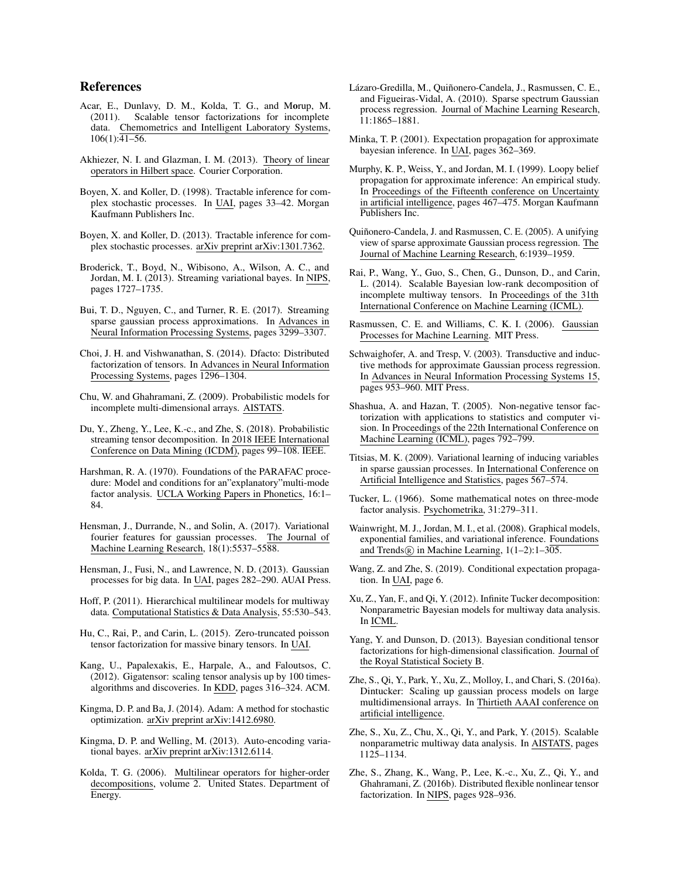# References

Acar, E., Dunlavy, D. M., Kolda, T. G., and Mørup, M. (2011). Scalable tensor factorizations for incomplete data. Chemometrics and Intelligent Laboratory Systems, 106(1):41–56.

Akhiezer, N. I. and Glazman, I. M. (2013). Theory of linear operators in Hilbert space. Courier Corporation.

Boyen, X. and Koller, D. (1998). Tractable inference for complex stochastic processes. In UAI, pages 33–42. Morgan Kaufmann Publishers Inc.

Boyen, X. and Koller, D. (2013). Tractable inference for complex stochastic processes. arXiv preprint arXiv:1301.7362.

Broderick, T., Boyd, N., Wibisono, A., Wilson, A. C., and Jordan, M. I. (2013). Streaming variational bayes. In NIPS, pages 1727–1735.

Bui, T. D., Nguyen, C., and Turner, R. E. (2017). Streaming sparse gaussian process approximations. In Advances in Neural Information Processing Systems, pages 3299–3307.

Choi, J. H. and Vishwanathan, S. (2014). Dfacto: Distributed factorization of tensors. In Advances in Neural Information Processing Systems, pages 1296–1304.

Chu, W. and Ghahramani, Z. (2009). Probabilistic models for incomplete multi-dimensional arrays. AISTATS.

Du, Y., Zheng, Y., Lee, K.-c., and Zhe, S. (2018). Probabilistic streaming tensor decomposition. In 2018 IEEE International Conference on Data Mining (ICDM), pages 99–108. IEEE.

Harshman, R. A. (1970). Foundations of the PARAFAC procedure: Model and conditions for an"explanatory"multi-mode factor analysis. UCLA Working Papers in Phonetics, 16:1–84.

Hensman, J., Durrande, N., and Solin, A. (2017). Variational fourier features for gaussian processes. The Journal of Machine Learning Research, 18(1):5537–5588.

Hensman, J., Fusi, N., and Lawrence, N. D. (2013). Gaussian processes for big data. In UAI, pages 282–290. AUAI Press.

Hoff, P. (2011). Hierarchical multilinear models for multiway data. Computational Statistics & Data Analysis, 55:530–543.

Hu, C., Rai, P., and Carin, L. (2015). Zero-truncated poisson tensor factorization for massive binary tensors. In UAI.

Kang, U., Papalexakis, E., Harpale, A., and Faloutsos, C. (2012). Gigatensor: scaling tensor analysis up by 100 times-algorithms and discoveries. In KDD, pages 316–324. ACM.

Kingma, D. P. and Ba, J. (2014). Adam: A method for stochastic optimization. arXiv preprint arXiv:1412.6980.

Kingma, D. P. and Welling, M. (2013). Auto-encoding variational bayes. arXiv preprint arXiv:1312.6114.

Kolda, T. G. (2006). Multilinear operators for higher-order decompositions, volume 2. United States. Department of Energy.

Lázaro-Gredilla, M., Quiñonero-Candela, J., Rasmussen, C. E., and Figueiras-Vidal, A. (2010). Sparse spectrum Gaussian process regression. Journal of Machine Learning Research, 11:1865–1881.

Minka, T. P. (2001). Expectation propagation for approximate bayesian inference. In UAI, pages 362–369.

Murphy, K. P., Weiss, Y., and Jordan, M. I. (1999). Loopy belief propagation for approximate inference: An empirical study. In Proceedings of the Fifteenth conference on Uncertainty in artificial intelligence, pages 467–475. Morgan Kaufmann Publishers Inc.

Quiñonero-Candela, J. and Rasmussen, C. E. (2005). A unifying view of sparse approximate Gaussian process regression. The Journal of Machine Learning Research, 6:1939–1959.

Rai, P., Wang, Y., Guo, S., Chen, G., Dunson, D., and Carin, L. (2014). Scalable Bayesian low-rank decomposition of incomplete multiway tensors. In Proceedings of the 31th International Conference on Machine Learning (ICML).

Rasmussen, C. E. and Williams, C. K. I. (2006). Gaussian Processes for Machine Learning. MIT Press.

Schwaighofer, A. and Tresp, V. (2003). Transductive and inductive methods for approximate Gaussian process regression. In Advances in Neural Information Processing Systems 15, pages 953–960. MIT Press.

Shashua, A. and Hazan, T. (2005). Non-negative tensor factorization with applications to statistics and computer vision. In Proceedings of the 22th International Conference on Machine Learning (ICML), pages 792–799.

Titsias, M. K. (2009). Variational learning of inducing variables in sparse gaussian processes. In International Conference on Artificial Intelligence and Statistics, pages 567–574.

Tucker, L. (1966). Some mathematical notes on three-mode factor analysis. Psychometrika, 31:279–311.

Wainwright, M. J., Jordan, M. I., et al. (2008). Graphical models, exponential families, and variational inference. Foundations and Trends® in Machine Learning, 1(1–2):1–305.

Wang, Z. and Zhe, S. (2019). Conditional expectation propagation. In UAI, page 6.

Xu, Z., Yan, F., and Qi, Y. (2012). Infinite Tucker decomposition: Nonparametric Bayesian models for multiway data analysis. In ICML.

Yang, Y. and Dunson, D. (2013). Bayesian conditional tensor factorizations for high-dimensional classification. Journal of the Royal Statistical Society B.

Zhe, S., Qi, Y., Park, Y., Xu, Z., Molloy, I., and Chari, S. (2016a). Dintucker: Scaling up gaussian process models on large multidimensional arrays. In Thirtieth AAAI conference on artificial intelligence.

Zhe, S., Xu, Z., Chu, X., Qi, Y., and Park, Y. (2015). Scalable nonparametric multiway data analysis. In AISTATS, pages 1125–1134.

Zhe, S., Zhang, K., Wang, P., Lee, K.-c., Xu, Z., Qi, Y., and Ghahramani, Z. (2016b). Distributed flexible nonlinear tensor factorization. In NIPS, pages 928–936.